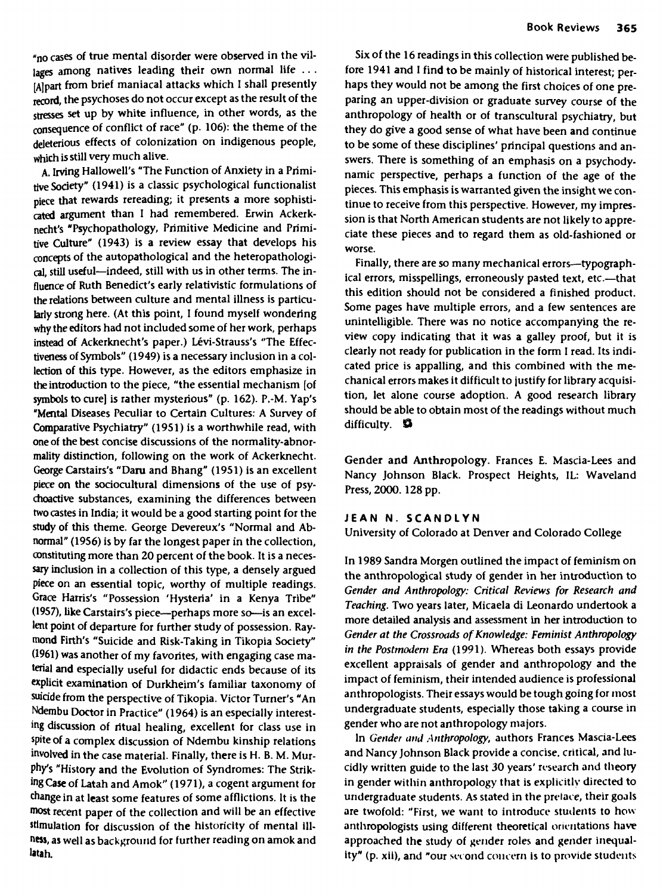"no cases of true mental disorder were observed in the villages among natives leading their own normal life ... [A]part from brief maniacal attacks which I shall presently record, the psychoses do not occur except as the result of the stresses set up by white influence, in other words, as the consequence of conflict of race" (p. 106): the theme of the deleterious effects of colonization on indigenous people, which is still very much alive.

A. Irving Hallowell's "The Function of Anxiety in a Primitive Society" (1941) is a classic psychological functionalist piece that rewards rereading; it presents a more sophisticated argument than I had remembered. Erwin Ackerknecht's "Psychopathology, Primitive Medicine and Primitive Culture" (1943) is a review essay that develops his concepts of the autopathological and the heteropathological, still useful—indeed, still with us in other terms. The influence of Ruth Benedict's early relativistic formulations of the relations between culture and mental illness is particularly strong here. (At this point, I found myself wondering why the editors had not included some of her work, perhaps instead of Ackerknecht's paper.) Lévi-Strauss's "The Effectiveness of Symbols" (1949) is a necessary inclusion in a collection of this type. However, as the editors emphasize in the introduction to the piece, "the essential mechanism [of symbols to cure] is rather mysterious" (p. 162). P.-M. Yap's "Mental Diseases Peculiar to Certain Cultures: A Survey of Comparative Psychiatry" (1951) is a worthwhile read, with one of the best concise discussions of the normality-abnormality distinction, following on the work of Ackerknecht. George Carstairs's "Daru and Bhang" (1951) is an excellent piece on the sociocultural dimensions of the use of psychoactive substances, examining the differences between two castes in India; it would be a good starting point for the study of this theme. George Devereux's "Normal and Abnormal" (1956) is by far the longest paper in the collection, constituting more than 20 percent of the book. It is a necessary inclusion in a collection of this type, a densely argued piece on an essential topic, worthy of multiple readings. Grace Harris's "Possession 'Hysteria' in a Kenya Tribe" (1957), like Carstairs's piece—perhaps more so—is an excellent point of departure for further study of possession. Raymond Firth's "Suicide and Risk-Taking in Tikopia Society" (1961) was another of my favorites, with engaging case material and especially useful for didactic ends because of its explicit examination of Durkheim's familiar taxonomy of suicide from the perspective of Tikopia. Victor Turner's "An Ndembu Doctor in Practice" (1964) is an especially interesting discussion of ritual healing, excellent for class use in spite of a complex discussion of Ndembu kinship relations involved in the case material. Finally, there is H. B. M. Murphy's "History and the Evolution of Syndromes: The Striking Case of Latah and Amok" (1971), a cogent argument for change in at least some features of some afflictions. It is the most recent paper of the collection and will be an effective stimulation for discussion of the historicity of mental illness, as well as background for further reading on amok and latah.

Six of the 16 readings in this collection were published before 1941 and I find to be mainly of historical interest; perhaps they would not be among the first choices of one preparing an upper-division or graduate survey course of the anthropology of health or of transcultural psychiatry, but they do give a good sense of what have been and continue to be some of these disciplines' principal questions and answers. There is something of an emphasis on a psychodynamic perspective, perhaps a function of the age of the pieces. This emphasis is warranted given the insight we continue to receive from this perspective. However, my impression is that North American students are not likely to appreciate these pieces and to regard them as old-fashioned or worse.

Finally, there are so many mechanical errors—typographical errors, misspellings, erroneously pasted text, etc.—that this edition should not be considered a finished product. Some pages have multiple errors, and a few sentences are unintelligible. There was no notice accompanying the review copy indicating that it was a galley proof, but it is clearly not ready for publication in the form I read. Its indicated price is appalling, and this combined with the mechanical errors makes it difficult to justify for library acquisition, let alone course adoption. A good research library should be able to obtain most of the readings without much difficulty.

**Gender and Anthropology.** Frances E. Mascia-Lees and Nancy Johnson Black. Prospect Heights, IL: Waveland Press, 2000. 128 pp.

**JEAN N. SCANDLYN**
University of Colorado at Denver and Colorado College

In 1989 Sandra Morgen outlined the impact of feminism on the anthropological study of gender in her introduction to *Gender and Anthropology: Critical Reviews for Research and Teaching*. Two years later, Micaela di Leonardo undertook a more detailed analysis and assessment in her introduction to *Gender at the Crossroads of Knowledge: Feminist Anthropology in the Postmodern Era* (1991). Whereas both essays provide excellent appraisals of gender and anthropology and the impact of feminism, their intended audience is professional anthropologists. Their essays would be tough going for most undergraduate students, especially those taking a course in gender who are not anthropology majors.

In *Gender and Anthropology*, authors Frances Mascia-Lees and Nancy Johnson Black provide a concise, critical, and lucidly written guide to the last 30 years' research and theory in gender within anthropology that is explicitly directed to undergraduate students. As stated in the preface, their goals are twofold: "First, we want to introduce students to how anthropologists using different theoretical orientations have approached the study of gender roles and gender inequality" (p. xii), and "our second concern is to provide students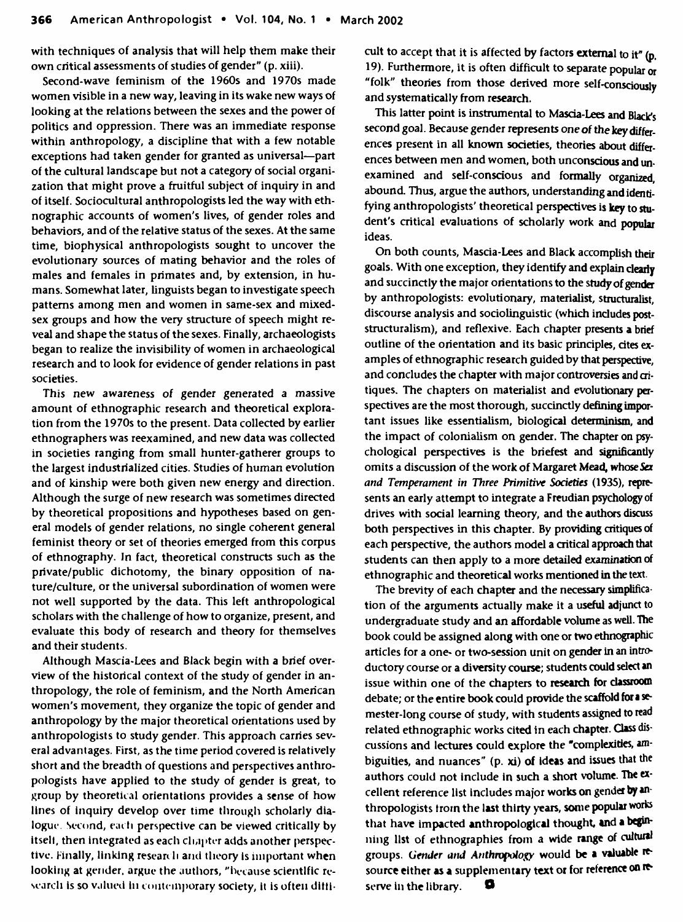with techniques of analysis that will help them make their own critical assessments of studies of gender" (p. xiii).

Second-wave feminism of the 1960s and 1970s made women visible in a new way, leaving in its wake new ways of looking at the relations between the sexes and the power of politics and oppression. There was an immediate response within anthropology, a discipline that with a few notable exceptions had taken gender for granted as universal—part of the cultural landscape but not a category of social organization that might prove a fruitful subject of inquiry in and of itself. Sociocultural anthropologists led the way with ethnographic accounts of women's lives, of gender roles and behaviors, and of the relative status of the sexes. At the same time, biophysical anthropologists sought to uncover the evolutionary sources of mating behavior and the roles of males and females in primates and, by extension, in humans. Somewhat later, linguists began to investigate speech patterns among men and women in same-sex and mixed-sex groups and how the very structure of speech might reveal and shape the status of the sexes. Finally, archaeologists began to realize the invisibility of women in archaeological research and to look for evidence of gender relations in past societies.

This new awareness of gender generated a massive amount of ethnographic research and theoretical exploration from the 1970s to the present. Data collected by earlier ethnographers was reexamined, and new data was collected in societies ranging from small hunter-gatherer groups to the largest industrialized cities. Studies of human evolution and of kinship were both given new energy and direction. Although the surge of new research was sometimes directed by theoretical propositions and hypotheses based on general models of gender relations, no single coherent general feminist theory or set of theories emerged from this corpus of ethnography. In fact, theoretical constructs such as the private/public dichotomy, the binary opposition of nature/culture, or the universal subordination of women were not well supported by the data. This left anthropological scholars with the challenge of how to organize, present, and evaluate this body of research and theory for themselves and their students.

Although Mascia-Lees and Black begin with a brief overview of the historical context of the study of gender in anthropology, the role of feminism, and the North American women's movement, they organize the topic of gender and anthropology by the major theoretical orientations used by anthropologists to study gender. This approach carries several advantages. First, as the time period covered is relatively short and the breadth of questions and perspectives anthropologists have applied to the study of gender is great, to group by theoretical orientations provides a sense of how lines of inquiry develop over time through scholarly dialogue. Second, each perspective can be viewed critically by itself, then integrated as each chapter adds another perspective. Finally, linking research and theory is important when looking at gender, argue the authors, "because scientific research is so valued in contemporary society, it is often difficult to accept that it is affected by factors external to it" (p. 19). Furthermore, it is often difficult to separate popular or "folk" theories from those derived more self-consciously and systematically from research.

This latter point is instrumental to Mascia-Lees and Black's second goal. Because gender represents one of the key differences present in all known societies, theories about differences between men and women, both unconscious and unexamined and self-conscious and formally organized, abound. Thus, argue the authors, understanding and identifying anthropologists' theoretical perspectives is key to student's critical evaluations of scholarly work and popular ideas.

On both counts, Mascia-Lees and Black accomplish their goals. With one exception, they identify and explain clearly and succinctly the major orientations to the study of gender by anthropologists: evolutionary, materialist, structuralist, discourse analysis and sociolinguistic (which includes poststructuralism), and reflexive. Each chapter presents a brief outline of the orientation and its basic principles, cites examples of ethnographic research guided by that perspective, and concludes the chapter with major controversies and critiques. The chapters on materialist and evolutionary perspectives are the most thorough, succinctly defining important issues like essentialism, biological determinism, and the impact of colonialism on gender. The chapter on psychological perspectives is the briefest and significantly omits a discussion of the work of Margaret Mead, whose *Sex and Temperament in Three Primitive Societies* (1935), represents an early attempt to integrate a Freudian psychology of drives with social learning theory, and the authors discuss both perspectives in this chapter. By providing critiques of each perspective, the authors model a critical approach that students can then apply to a more detailed examination of ethnographic and theoretical works mentioned in the text.

The brevity of each chapter and the necessary simplification of the arguments actually make it a useful adjunct to undergraduate study and an affordable volume as well. The book could be assigned along with one or two ethnographic articles for a one- or two-session unit on gender in an introductory course or a diversity course; students could select an issue within one of the chapters to research for classroom debate; or the entire book could provide the scaffold for a semester-long course of study, with students assigned to read related ethnographic works cited in each chapter. Class discussions and lectures could explore the "complexities, ambiguities, and nuances" (p. xi) of ideas and issues that the authors could not include in such a short volume. The excellent reference list includes major works on gender by anthropologists from the last thirty years, some popular works that have impacted anthropological thought, and a beginning list of ethnographies from a wide range of cultural groups. *Gender and Anthropology* would be a valuable resource either as a supplementary text or for reference on reserve in the library.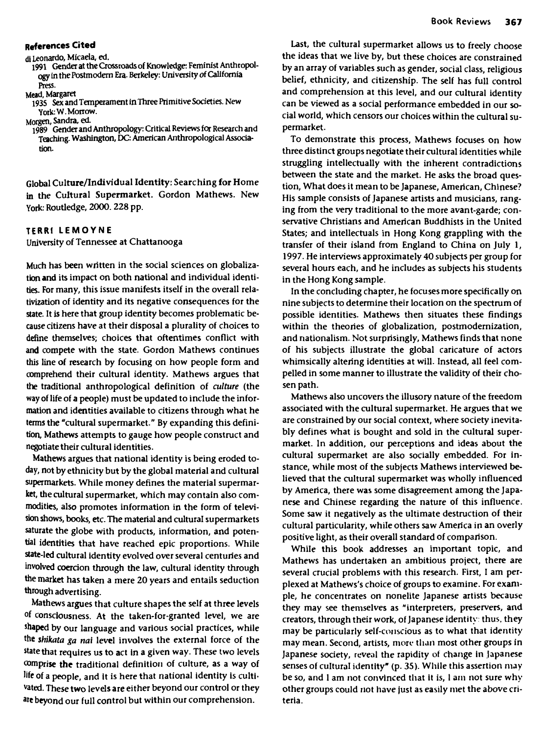## References Cited

di Leonardo, Micaela, ed.
1991 Gender at the Crossroads of Knowledge: Feminist Anthropology in the Postmodern Era. Berkeley: University of California Press.

Mead, Margaret
1935 Sex and Temperament in Three Primitive Societies. New York: W. Morrow.

Morgen, Sandra, ed.
1989 Gender and Anthropology: Critical Reviews for Research and Teaching. Washington, DC: American Anthropological Association.

**Global Culture/Individual Identity: Searching for Home in the Cultural Supermarket.** Gordon Mathews. New York: Routledge, 2000. 228 pp.

**TERRI LEMOYNE**
University of Tennessee at Chattanooga

Much has been written in the social sciences on globalization and its impact on both national and individual identities. For many, this issue manifests itself in the overall relativization of identity and its negative consequences for the state. It is here that group identity becomes problematic because citizens have at their disposal a plurality of choices to define themselves; choices that oftentimes conflict with and compete with the state. Gordon Mathews continues this line of research by focusing on how people form and comprehend their cultural identity. Mathews argues that the traditional anthropological definition of *culture* (the way of life of a people) must be updated to include the information and identities available to citizens through what he terms the "cultural supermarket." By expanding this definition, Mathews attempts to gauge how people construct and negotiate their cultural identities.

Mathews argues that national identity is being eroded today, not by ethnicity but by the global material and cultural supermarkets. While money defines the material supermarket, the cultural supermarket, which may contain also commodities, also promotes information in the form of television shows, books, etc. The material and cultural supermarkets saturate the globe with products, information, and potential identities that have reached epic proportions. While state-led cultural identity evolved over several centuries and involved coercion through the law, cultural identity through the market has taken a mere 20 years and entails seduction through advertising.

Mathews argues that culture shapes the self at three levels of consciousness. At the taken-for-granted level, we are shaped by our language and various social practices, while the *shikata ga nai* level involves the external force of the state that requires us to act in a given way. These two levels comprise the traditional definition of culture, as a way of life of a people, and it is here that national identity is cultivated. These two levels are either beyond our control or they are beyond our full control but within our comprehension.

Last, the cultural supermarket allows us to freely choose the ideas that we live by, but these choices are constrained by an array of variables such as gender, social class, religious belief, ethnicity, and citizenship. The self has full control and comprehension at this level, and our cultural identity can be viewed as a social performance embedded in our social world, which censors our choices within the cultural supermarket.

To demonstrate this process, Mathews focuses on how three distinct groups negotiate their cultural identities while struggling intellectually with the inherent contradictions between the state and the market. He asks the broad question, What does it mean to be Japanese, American, Chinese? His sample consists of Japanese artists and musicians, ranging from the very traditional to the more avant-garde; conservative Christians and American Buddhists in the United States; and intellectuals in Hong Kong grappling with the transfer of their island from England to China on July 1, 1997. He interviews approximately 40 subjects per group for several hours each, and he includes as subjects his students in the Hong Kong sample.

In the concluding chapter, he focuses more specifically on nine subjects to determine their location on the spectrum of possible identities. Mathews then situates these findings within the theories of globalization, postmodernization, and nationalism. Not surprisingly, Mathews finds that none of his subjects illustrate the global caricature of actors whimsically altering identities at will. Instead, all feel compelled in some manner to illustrate the validity of their chosen path.

Mathews also uncovers the illusory nature of the freedom associated with the cultural supermarket. He argues that we are constrained by our social context, where society inevitably defines what is bought and sold in the cultural supermarket. In addition, our perceptions and ideas about the cultural supermarket are also socially embedded. For instance, while most of the subjects Mathews interviewed believed that the cultural supermarket was wholly influenced by America, there was some disagreement among the Japanese and Chinese regarding the nature of this influence. Some saw it negatively as the ultimate destruction of their cultural particularity, while others saw America in an overly positive light, as their overall standard of comparison.

While this book addresses an important topic, and Mathews has undertaken an ambitious project, there are several crucial problems with this research. First, I am perplexed at Mathews's choice of groups to examine. For example, he concentrates on nonelite Japanese artists because they may see themselves as "interpreters, preservers, and creators, through their work, of Japanese identity: thus, they may be particularly self-conscious as to what that identity may mean. Second, artists, more than most other groups in Japanese society, reveal the rapidity of change in Japanese senses of cultural identity" (p. 35). While this assertion may be so, and I am not convinced that it is, I am not sure why other groups could not have just as easily met the above criteria.